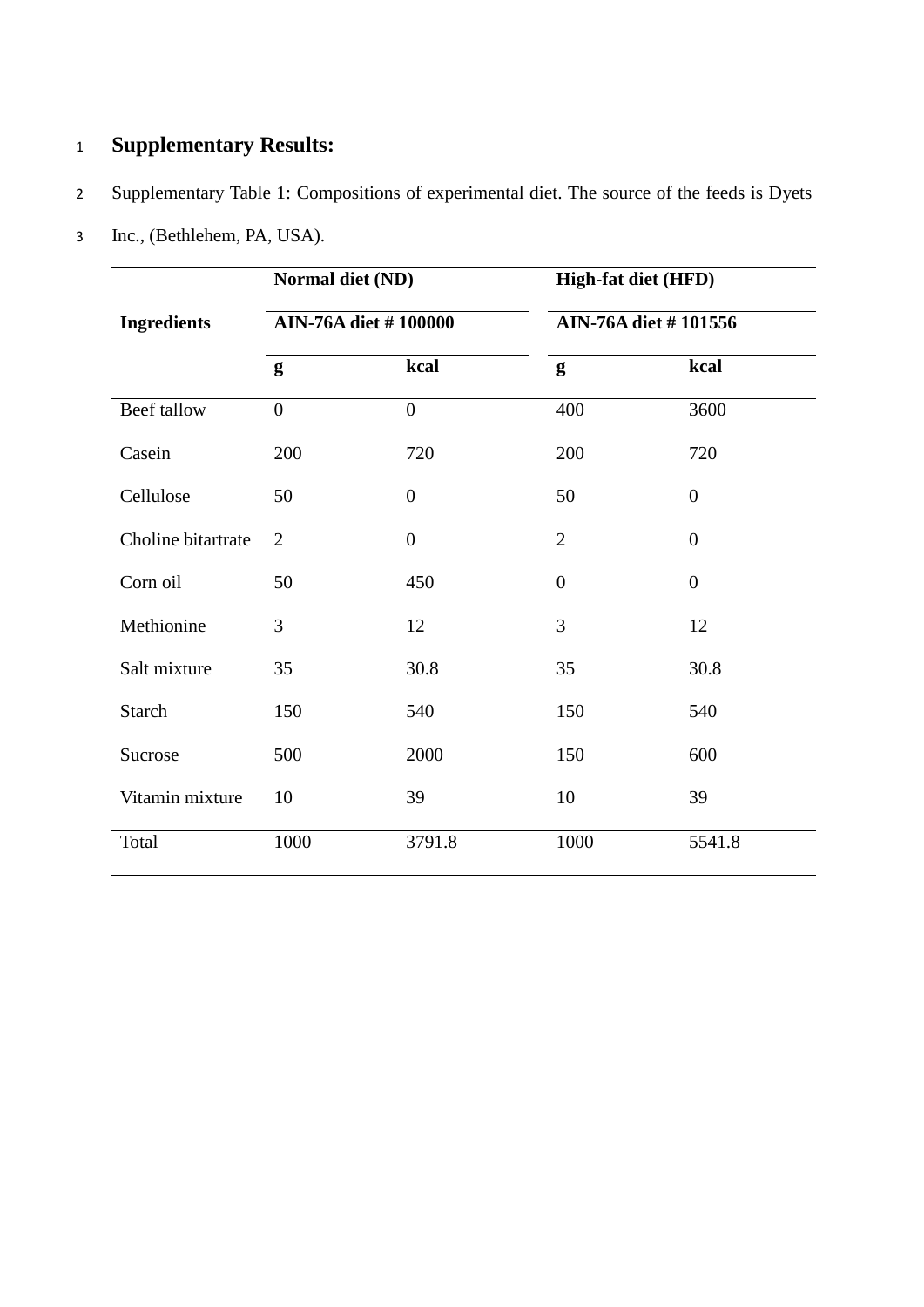# Supplementary Results:

Supplementary Table 1: Compositions of experimental diet. The source of the feeds is Dyets Inc., (Bethlehem, PA, USA).

| Ingredients | Normal diet (ND) | | High-fat diet (HFD) | |
|---|---|---|---|---|
| | AIN-76A diet # 100000 | | AIN-76A diet # 101556 | |
| | g | kcal | g | kcal |
| Beef tallow | 0 | 0 | 400 | 3600 |
| Casein | 200 | 720 | 200 | 720 |
| Cellulose | 50 | 0 | 50 | 0 |
| Choline bitartrate | 2 | 0 | 2 | 0 |
| Corn oil | 50 | 450 | 0 | 0 |
| Methionine | 3 | 12 | 3 | 12 |
| Salt mixture | 35 | 30.8 | 35 | 30.8 |
| Starch | 150 | 540 | 150 | 540 |
| Sucrose | 500 | 2000 | 150 | 600 |
| Vitamin mixture | 10 | 39 | 10 | 39 |
| Total | 1000 | 3791.8 | 1000 | 5541.8 |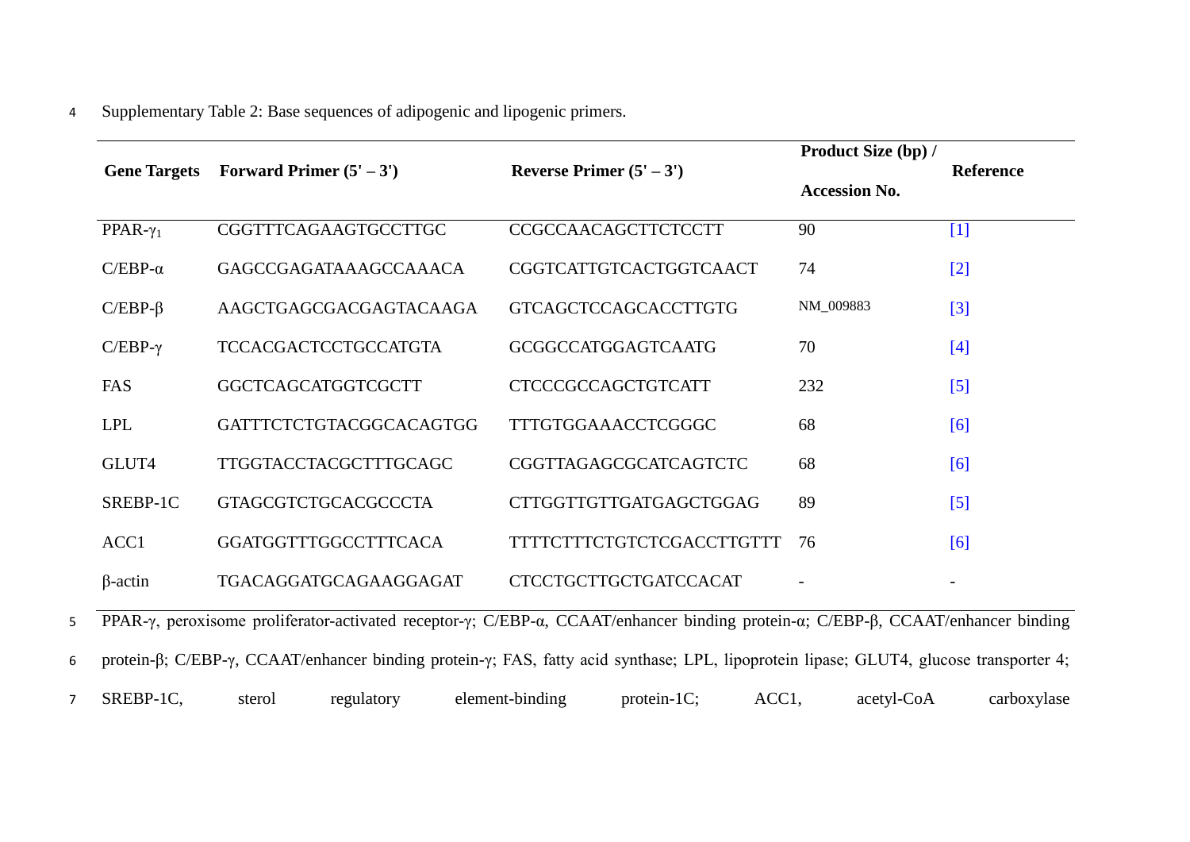Supplementary Table 2: Base sequences of adipogenic and lipogenic primers.

| Gene Targets | Forward Primer (5' – 3') | Reverse Primer (5' – 3') | Product Size (bp) / Accession No. | Reference |
|---|---|---|---|---|
| PPAR-$\gamma_1$ | CGGTTTCAGAAGTGCCTTGC | CCGCCAACAGCTTCTCCTT | 90 | [1] |
| C/EBP-α | GAGCCGAGATAAAGCCAAACA | CGGTCATTGTCACTGGTCAACT | 74 | [2] |
| C/EBP-β | AAGCTGAGCGACGAGTACAAGA | GTCAGCTCCAGCACCTTGTG | NM_009883 | [3] |
| C/EBP-γ | TCCACGACTCCTGCCATGTA | GCGGCCATGGAGTCAATG | 70 | [4] |
| FAS | GGCTCAGCATGGTCGCTT | CTCCCGCCAGCTGTCATT | 232 | [5] |
| LPL | GATTTCTCTGTACGGCACAGTGG | TTTGTGGAAACCTCGGGC | 68 | [6] |
| GLUT4 | TTGGTACCTACGCTTTGCAGC | CGGTTAGAGCGCATCAGTCTC | 68 | [6] |
| SREBP-1C | GTAGCGTCTGCACGCCCTA | CTTGGTTGTTGATGAGCTGGAG | 89 | [5] |
| ACC1 | GGATGGTTTGGCCTTTCACA | TTTTCTTTCTGTCTCGACCTTGTTT | 76 | [6] |
| β-actin | TGACAGGATGCAGAAGGAGAT | CTCCTGCTTGCTGATCCACAT | - | - |

PPAR-γ, peroxisome proliferator-activated receptor-γ; C/EBP-α, CCAAT/enhancer binding protein-α; C/EBP-β, CCAAT/enhancer binding protein-β; C/EBP-γ, CCAAT/enhancer binding protein-γ; FAS, fatty acid synthase; LPL, lipoprotein lipase; GLUT4, glucose transporter 4; SREBP-1C, sterol regulatory element-binding protein-1C; ACC1, acetyl-CoA carboxylase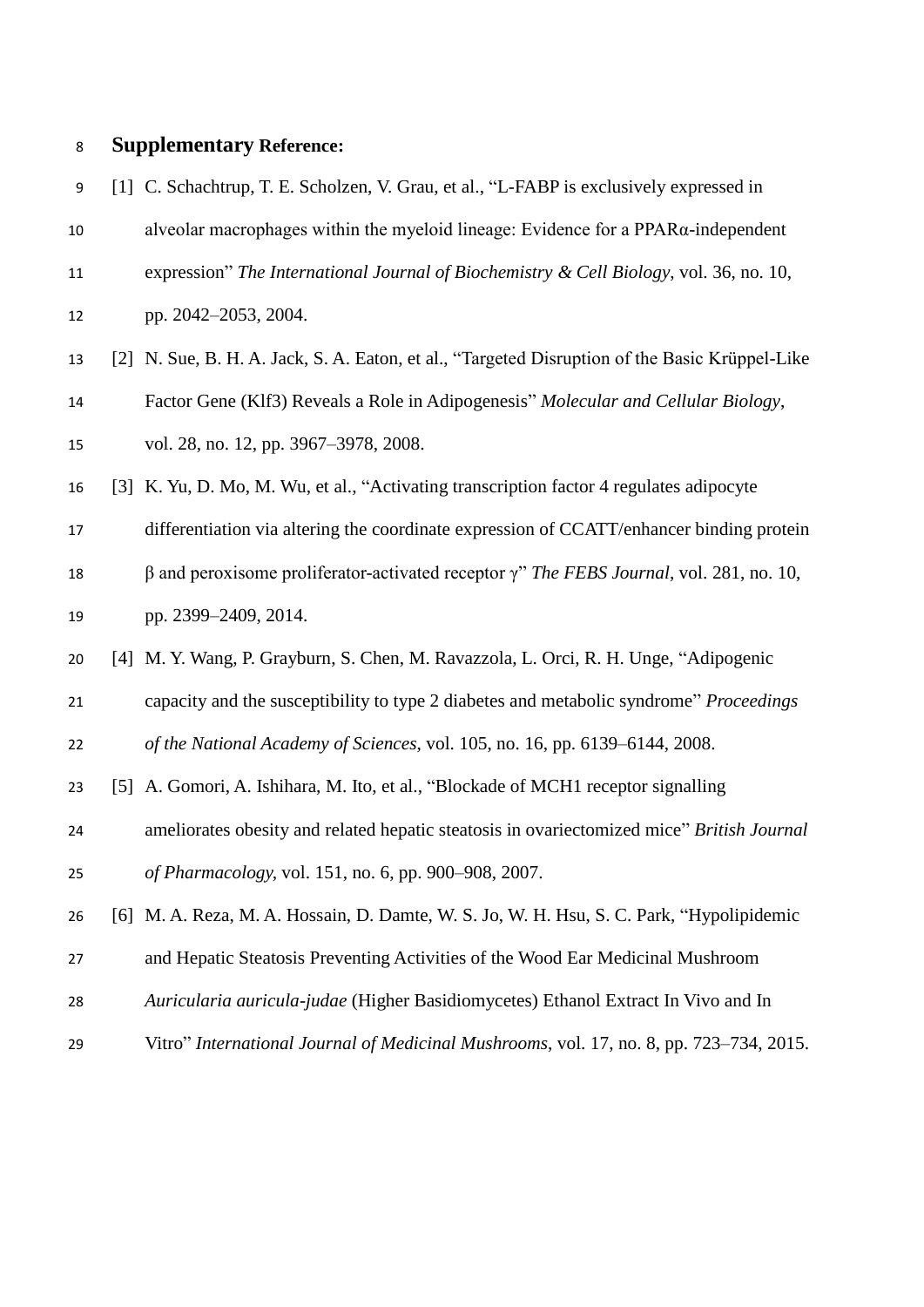## **Supplementary** Reference:

[1] C. Schachtrup, T. E. Scholzen, V. Grau, et al., "L-FABP is exclusively expressed in alveolar macrophages within the myeloid lineage: Evidence for a PPARα-independent expression" *The International Journal of Biochemistry & Cell Biology*, vol. 36, no. 10, pp. 2042–2053, 2004.

[2] N. Sue, B. H. A. Jack, S. A. Eaton, et al., "Targeted Disruption of the Basic Krüppel-Like Factor Gene (Klf3) Reveals a Role in Adipogenesis" *Molecular and Cellular Biology*, vol. 28, no. 12, pp. 3967–3978, 2008.

[3] K. Yu, D. Mo, M. Wu, et al., "Activating transcription factor 4 regulates adipocyte differentiation via altering the coordinate expression of CCATT/enhancer binding protein β and peroxisome proliferator-activated receptor γ" *The FEBS Journal*, vol. 281, no. 10, pp. 2399–2409, 2014.

[4] M. Y. Wang, P. Grayburn, S. Chen, M. Ravazzola, L. Orci, R. H. Unge, "Adipogenic capacity and the susceptibility to type 2 diabetes and metabolic syndrome" *Proceedings of the National Academy of Sciences*, vol. 105, no. 16, pp. 6139–6144, 2008.

[5] A. Gomori, A. Ishihara, M. Ito, et al., "Blockade of MCH1 receptor signalling ameliorates obesity and related hepatic steatosis in ovariectomized mice" *British Journal of Pharmacology*, vol. 151, no. 6, pp. 900–908, 2007.

[6] M. A. Reza, M. A. Hossain, D. Damte, W. S. Jo, W. H. Hsu, S. C. Park, "Hypolipidemic and Hepatic Steatosis Preventing Activities of the Wood Ear Medicinal Mushroom *Auricularia auricula-judae* (Higher Basidiomycetes) Ethanol Extract In Vivo and In Vitro" *International Journal of Medicinal Mushrooms*, vol. 17, no. 8, pp. 723–734, 2015.